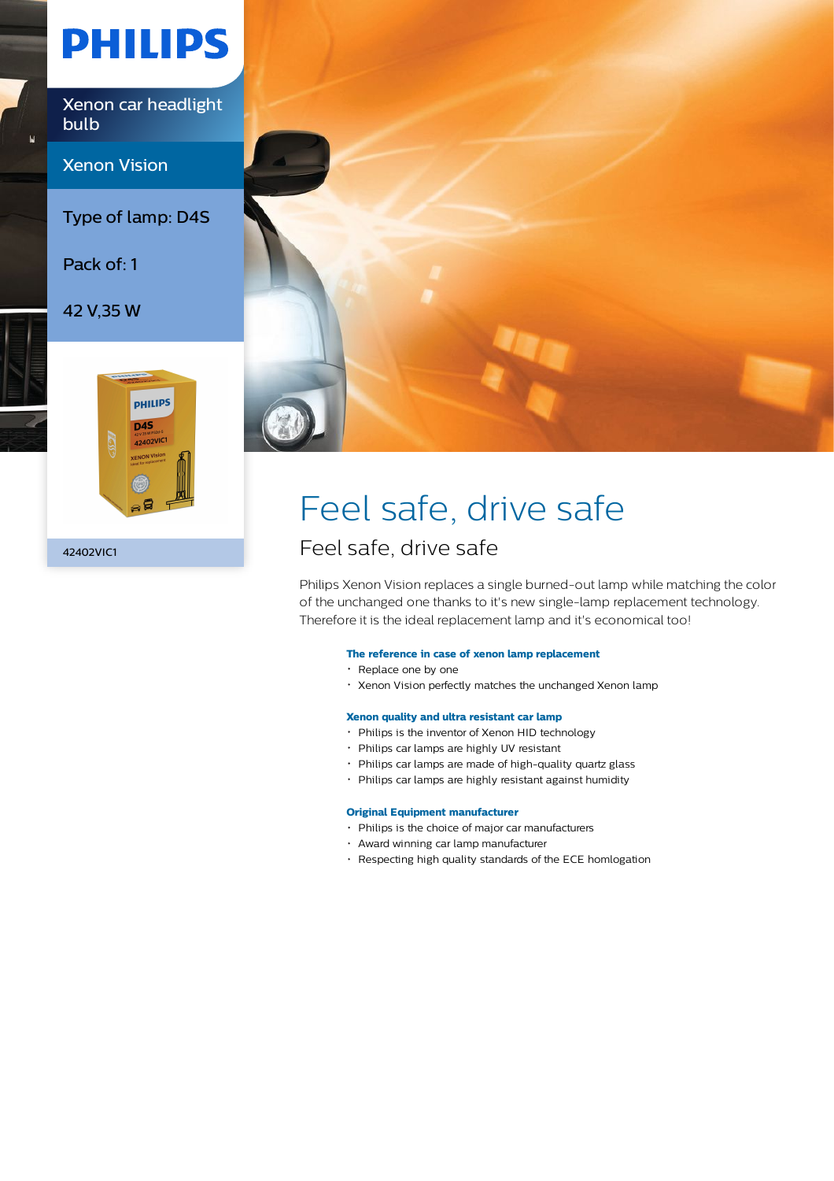# PHILIPS

Xenon car headlight bulb

Xenon Vision

Type of lamp: D4S

Pack of: 1

42 V,35 W

42402VIC1

# Feel safe, drive safe

## Feel safe, drive safe

Philips Xenon Vision replaces a single burned-out lamp while matching the color of the unchanged one thanks to it's new single-lamp replacement technology. Therefore it is the ideal replacement lamp and it's economical too!

### The reference in case of xenon lamp replacement

- Replace one by one
- Xenon Vision perfectly matches the unchanged Xenon lamp

### Xenon quality and ultra resistant car lamp

- Philips is the inventor of Xenon HID technology
- Philips car lamps are highly UV resistant
- Philips car lamps are made of high-quality quartz glass
- Philips car lamps are highly resistant against humidity

### Original Equipment manufacturer

- Philips is the choice of major car manufacturers
- Award winning car lamp manufacturer
- Respecting high quality standards of the ECE homlogation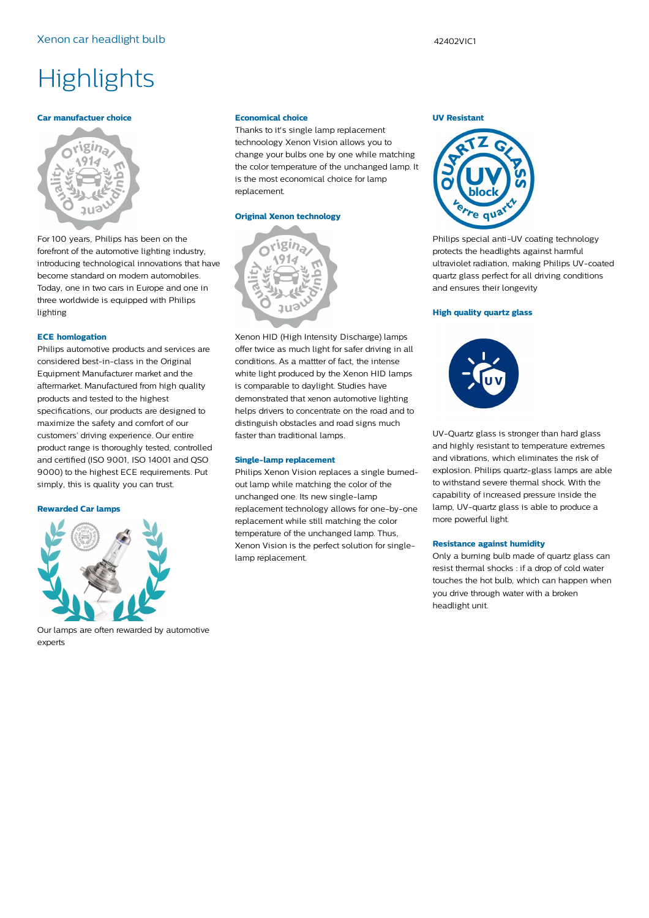# Highlights

### Car manufactuer choice

For 100 years, Philips has been on the forefront of the automotive lighting industry, introducing technological innovations that have become standard on modern automobiles. Today, one in two cars in Europe and one in three worldwide is equipped with Philips lighting

### ECE homlogation

Philips automotive products and services are considered best-in-class in the Original Equipment Manufacturer market and the aftermarket. Manufactured from high quality products and tested to the highest specifications, our products are designed to maximize the safety and comfort of our customers' driving experience. Our entire product range is thoroughly tested, controlled and certified (ISO 9001, ISO 14001 and QSO 9000) to the highest ECE requirements. Put simply, this is quality you can trust.

### Rewarded Car lamps

Our lamps are often rewarded by automotive experts

### Economical choice

Thanks to it's single lamp replacement technoology Xenon Vision allows you to change your bulbs one by one while matching the color temperature of the unchanged lamp. It is the most economical choice for lamp replacement.

### Original Xenon technology

Xenon HID (High Intensity Discharge) lamps offer twice as much light for safer driving in all conditions. As a mattter of fact, the intense white light produced by the Xenon HID lamps is comparable to daylight. Studies have demonstrated that xenon automotive lighting helps drivers to concentrate on the road and to distinguish obstacles and road signs much faster than traditional lamps.

### Single-lamp replacement

Philips Xenon Vision replaces a single burned-out lamp while matching the color of the unchanged one. Its new single-lamp replacement technology allows for one-by-one replacement while still matching the color temperature of the unchanged lamp. Thus, Xenon Vision is the perfect solution for single-lamp replacement.

### UV Resistant

Philips special anti-UV coating technology protects the headlights against harmful ultraviolet radiation, making Philips UV-coated quartz glass perfect for all driving conditions and ensures their longevity

### High quality quartz glass

UV-Quartz glass is stronger than hard glass and highly resistant to temperature extremes and vibrations, which eliminates the risk of explosion. Philips quartz-glass lamps are able to withstand severe thermal shock. With the capability of increased pressure inside the lamp, UV-quartz glass is able to produce a more powerful light.

### Resistance against humidity

Only a burning bulb made of quartz glass can resist thermal shocks : if a drop of cold water touches the hot bulb, which can happen when you drive through water with a broken headlight unit.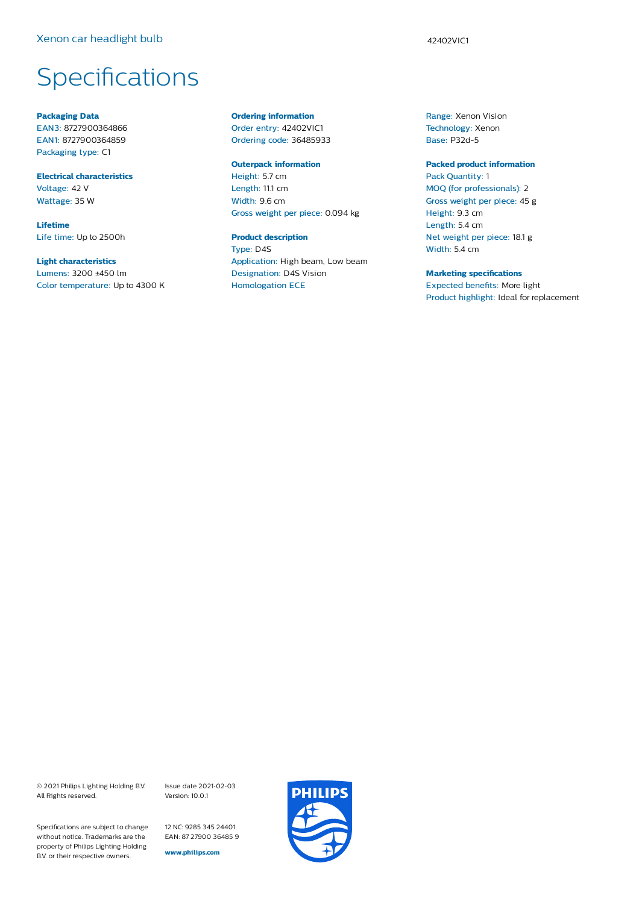Xenon car headlight bulb

42402VIC1

# Specifications

### Packaging Data
EAN3: 8727900364866
EAN1: 8727900364859
Packaging type: C1

### Electrical characteristics
Voltage: 42 V
Wattage: 35 W

### Lifetime
Life time: Up to 2500h

### Light characteristics
Lumens: 3200 ±450 lm
Color temperature: Up to 4300 K

### Ordering information
Order entry: 42402VIC1
Ordering code: 36485933

### Outerpack information
Height: 5.7 cm
Length: 11.1 cm
Width: 9.6 cm
Gross weight per piece: 0.094 kg

### Product description
Type: D4S
Application: High beam, Low beam
Designation: D4S Vision
Homologation ECE
Range: Xenon Vision
Technology: Xenon
Base: P32d-5

### Packed product information
Pack Quantity: 1
MOQ (for professionals): 2
Gross weight per piece: 45 g
Height: 9.3 cm
Length: 5.4 cm
Net weight per piece: 18.1 g
Width: 5.4 cm

### Marketing specifications
Expected benefits: More light
Product highlight: Ideal for replacement

© 2021 Philips Lighting Holding B.V.
All Rights reserved.

Specifications are subject to change without notice. Trademarks are the property of Philips Lighting Holding B.V. or their respective owners.

Issue date 2021-02-03
Version: 10.0.1

12 NC: 9285 345 24401
EAN: 87 27900 36485 9

www.philips.com